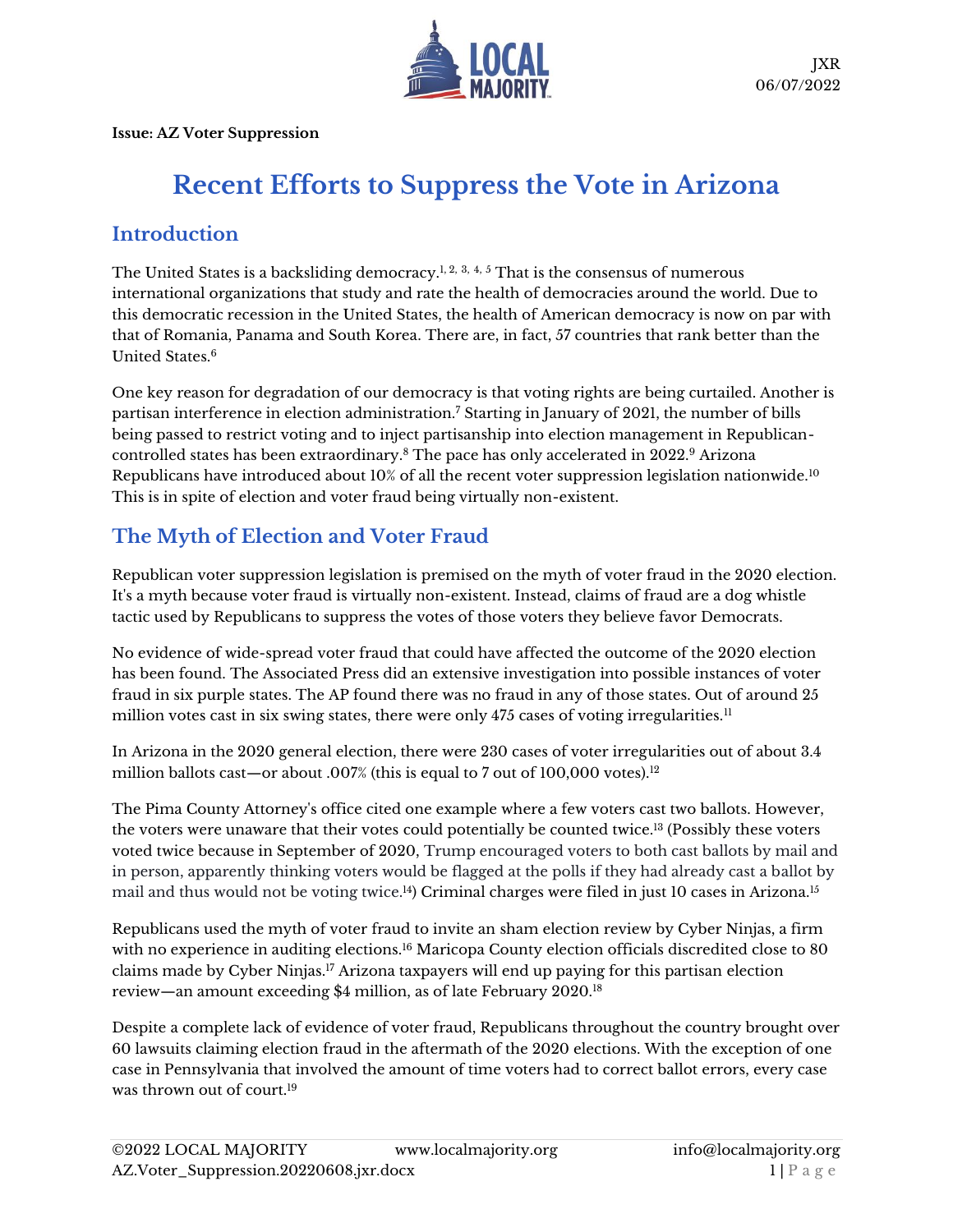JXR
06/07/2022

**Issue: AZ Voter Suppression**

# Recent Efforts to Suppress the Vote in Arizona

## Introduction

The United States is a backsliding democracy.[1, 2, 3, 4, 5] That is the consensus of numerous international organizations that study and rate the health of democracies around the world. Due to this democratic recession in the United States, the health of American democracy is now on par with that of Romania, Panama and South Korea. There are, in fact, 57 countries that rank better than the United States.[6]

One key reason for degradation of our democracy is that voting rights are being curtailed. Another is partisan interference in election administration.[7] Starting in January of 2021, the number of bills being passed to restrict voting and to inject partisanship into election management in Republican-controlled states has been extraordinary.[8] The pace has only accelerated in 2022.[9] Arizona Republicans have introduced about 10% of all the recent voter suppression legislation nationwide.[10] This is in spite of election and voter fraud being virtually non-existent.

## The Myth of Election and Voter Fraud

Republican voter suppression legislation is premised on the myth of voter fraud in the 2020 election. It's a myth because voter fraud is virtually non-existent. Instead, claims of fraud are a dog whistle tactic used by Republicans to suppress the votes of those voters they believe favor Democrats.

No evidence of wide-spread voter fraud that could have affected the outcome of the 2020 election has been found. The Associated Press did an extensive investigation into possible instances of voter fraud in six purple states. The AP found there was no fraud in any of those states. Out of around 25 million votes cast in six swing states, there were only 475 cases of voting irregularities.[11]

In Arizona in the 2020 general election, there were 230 cases of voter irregularities out of about 3.4 million ballots cast—or about .007% (this is equal to 7 out of 100,000 votes).[12]

The Pima County Attorney's office cited one example where a few voters cast two ballots. However, the voters were unaware that their votes could potentially be counted twice.[13] (Possibly these voters voted twice because in September of 2020, Trump encouraged voters to both cast ballots by mail and in person, apparently thinking voters would be flagged at the polls if they had already cast a ballot by mail and thus would not be voting twice.[14]) Criminal charges were filed in just 10 cases in Arizona.[15]

Republicans used the myth of voter fraud to invite an sham election review by Cyber Ninjas, a firm with no experience in auditing elections.[16] Maricopa County election officials discredited close to 80 claims made by Cyber Ninjas.[17] Arizona taxpayers will end up paying for this partisan election review—an amount exceeding $4 million, as of late February 2020.[18]

Despite a complete lack of evidence of voter fraud, Republicans throughout the country brought over 60 lawsuits claiming election fraud in the aftermath of the 2020 elections. With the exception of one case in Pennsylvania that involved the amount of time voters had to correct ballot errors, every case was thrown out of court.[19]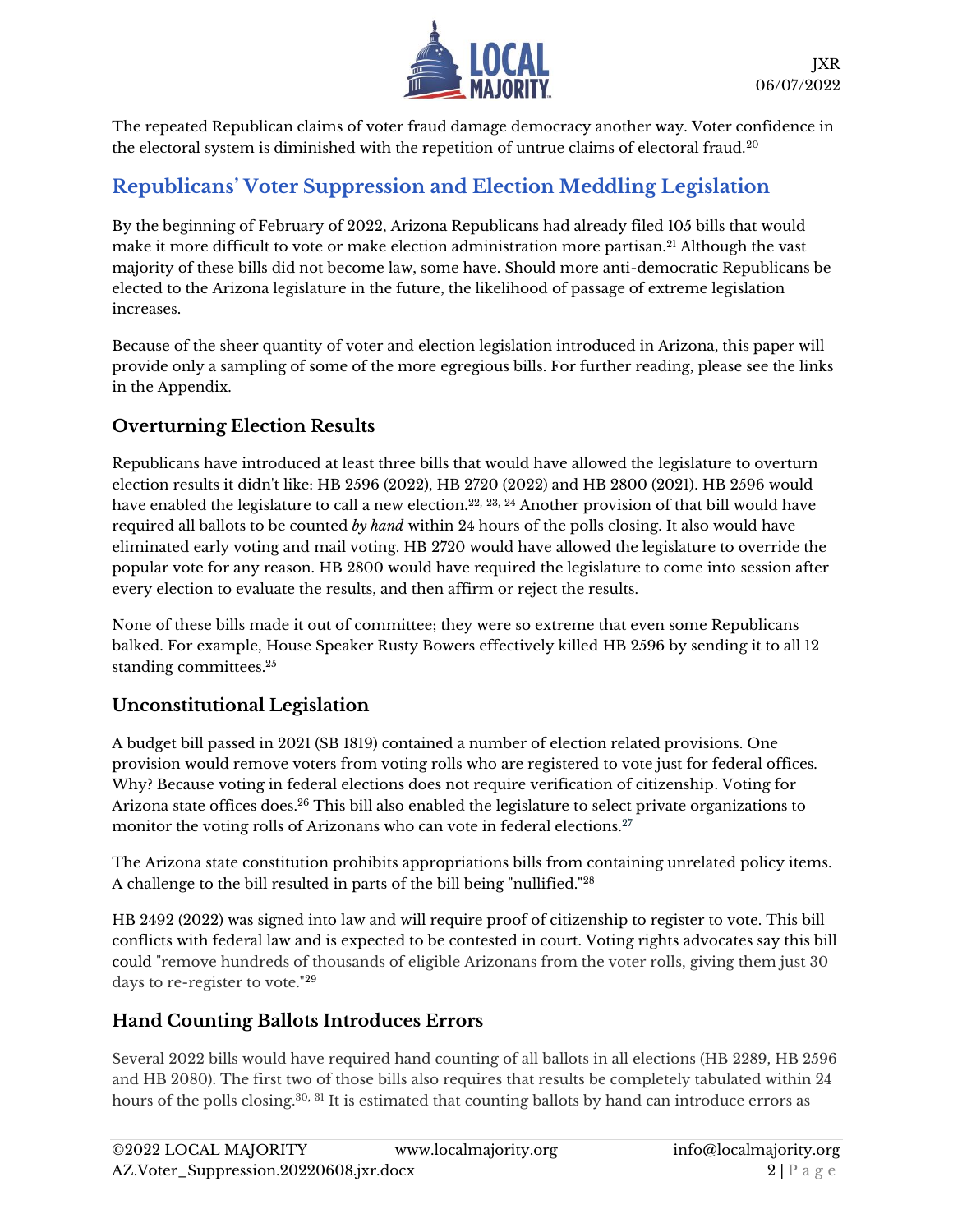The repeated Republican claims of voter fraud damage democracy another way. Voter confidence in the electoral system is diminished with the repetition of untrue claims of electoral fraud.[20]

## Republicans' Voter Suppression and Election Meddling Legislation

By the beginning of February of 2022, Arizona Republicans had already filed 105 bills that would make it more difficult to vote or make election administration more partisan.[21] Although the vast majority of these bills did not become law, some have. Should more anti-democratic Republicans be elected to the Arizona legislature in the future, the likelihood of passage of extreme legislation increases.

Because of the sheer quantity of voter and election legislation introduced in Arizona, this paper will provide only a sampling of some of the more egregious bills. For further reading, please see the links in the Appendix.

### Overturning Election Results

Republicans have introduced at least three bills that would have allowed the legislature to overturn election results it didn't like: HB 2596 (2022), HB 2720 (2022) and HB 2800 (2021). HB 2596 would have enabled the legislature to call a new election.[22, 23, 24] Another provision of that bill would have required all ballots to be counted *by hand* within 24 hours of the polls closing. It also would have eliminated early voting and mail voting. HB 2720 would have allowed the legislature to override the popular vote for any reason. HB 2800 would have required the legislature to come into session after every election to evaluate the results, and then affirm or reject the results.

None of these bills made it out of committee; they were so extreme that even some Republicans balked. For example, House Speaker Rusty Bowers effectively killed HB 2596 by sending it to all 12 standing committees.[25]

### Unconstitutional Legislation

A budget bill passed in 2021 (SB 1819) contained a number of election related provisions. One provision would remove voters from voting rolls who are registered to vote just for federal offices. Why? Because voting in federal elections does not require verification of citizenship. Voting for Arizona state offices does.[26] This bill also enabled the legislature to select private organizations to monitor the voting rolls of Arizonans who can vote in federal elections.[27]

The Arizona state constitution prohibits appropriations bills from containing unrelated policy items. A challenge to the bill resulted in parts of the bill being "nullified."[28]

HB 2492 (2022) was signed into law and will require proof of citizenship to register to vote. This bill conflicts with federal law and is expected to be contested in court. Voting rights advocates say this bill could "remove hundreds of thousands of eligible Arizonans from the voter rolls, giving them just 30 days to re-register to vote."[29]

### Hand Counting Ballots Introduces Errors

Several 2022 bills would have required hand counting of all ballots in all elections (HB 2289, HB 2596 and HB 2080). The first two of those bills also requires that results be completely tabulated within 24 hours of the polls closing.[30, 31] It is estimated that counting ballots by hand can introduce errors as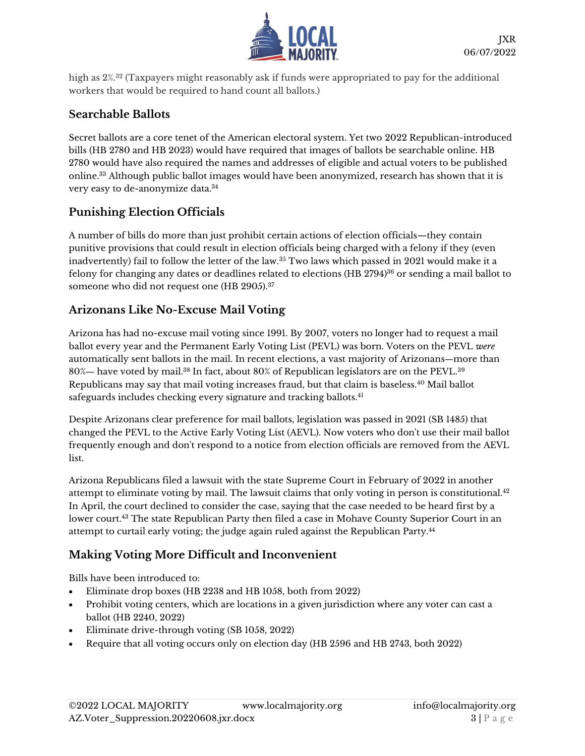high as 2%.[32] (Taxpayers might reasonably ask if funds were appropriated to pay for the additional workers that would be required to hand count all ballots.)

## Searchable Ballots

Secret ballots are a core tenet of the American electoral system. Yet two 2022 Republican-introduced bills (HB 2780 and HB 2023) would have required that images of ballots be searchable online. HB 2780 would have also required the names and addresses of eligible and actual voters to be published online.[33] Although public ballot images would have been anonymized, research has shown that it is very easy to de-anonymize data.[34]

## Punishing Election Officials

A number of bills do more than just prohibit certain actions of election officials—they contain punitive provisions that could result in election officials being charged with a felony if they (even inadvertently) fail to follow the letter of the law.[35] Two laws which passed in 2021 would make it a felony for changing any dates or deadlines related to elections (HB 2794)[36] or sending a mail ballot to someone who did not request one (HB 2905).[37]

## Arizonans Like No-Excuse Mail Voting

Arizona has had no-excuse mail voting since 1991. By 2007, voters no longer had to request a mail ballot every year and the Permanent Early Voting List (PEVL) was born. Voters on the PEVL *were* automatically sent ballots in the mail. In recent elections, a vast majority of Arizonans—more than 80%— have voted by mail.[38] In fact, about 80% of Republican legislators are on the PEVL.[39] Republicans may say that mail voting increases fraud, but that claim is baseless.[40] Mail ballot safeguards includes checking every signature and tracking ballots.[41]

Despite Arizonans clear preference for mail ballots, legislation was passed in 2021 (SB 1485) that changed the PEVL to the Active Early Voting List (AEVL). Now voters who don't use their mail ballot frequently enough and don't respond to a notice from election officials are removed from the AEVL list.

Arizona Republicans filed a lawsuit with the state Supreme Court in February of 2022 in another attempt to eliminate voting by mail. The lawsuit claims that only voting in person is constitutional.[42] In April, the court declined to consider the case, saying that the case needed to be heard first by a lower court.[43] The state Republican Party then filed a case in Mohave County Superior Court in an attempt to curtail early voting; the judge again ruled against the Republican Party.[44]

## Making Voting More Difficult and Inconvenient

Bills have been introduced to:

- Eliminate drop boxes (HB 2238 and HB 1058, both from 2022)
- Prohibit voting centers, which are locations in a given jurisdiction where any voter can cast a ballot (HB 2240, 2022)
- Eliminate drive-through voting (SB 1058, 2022)
- Require that all voting occurs only on election day (HB 2596 and HB 2743, both 2022)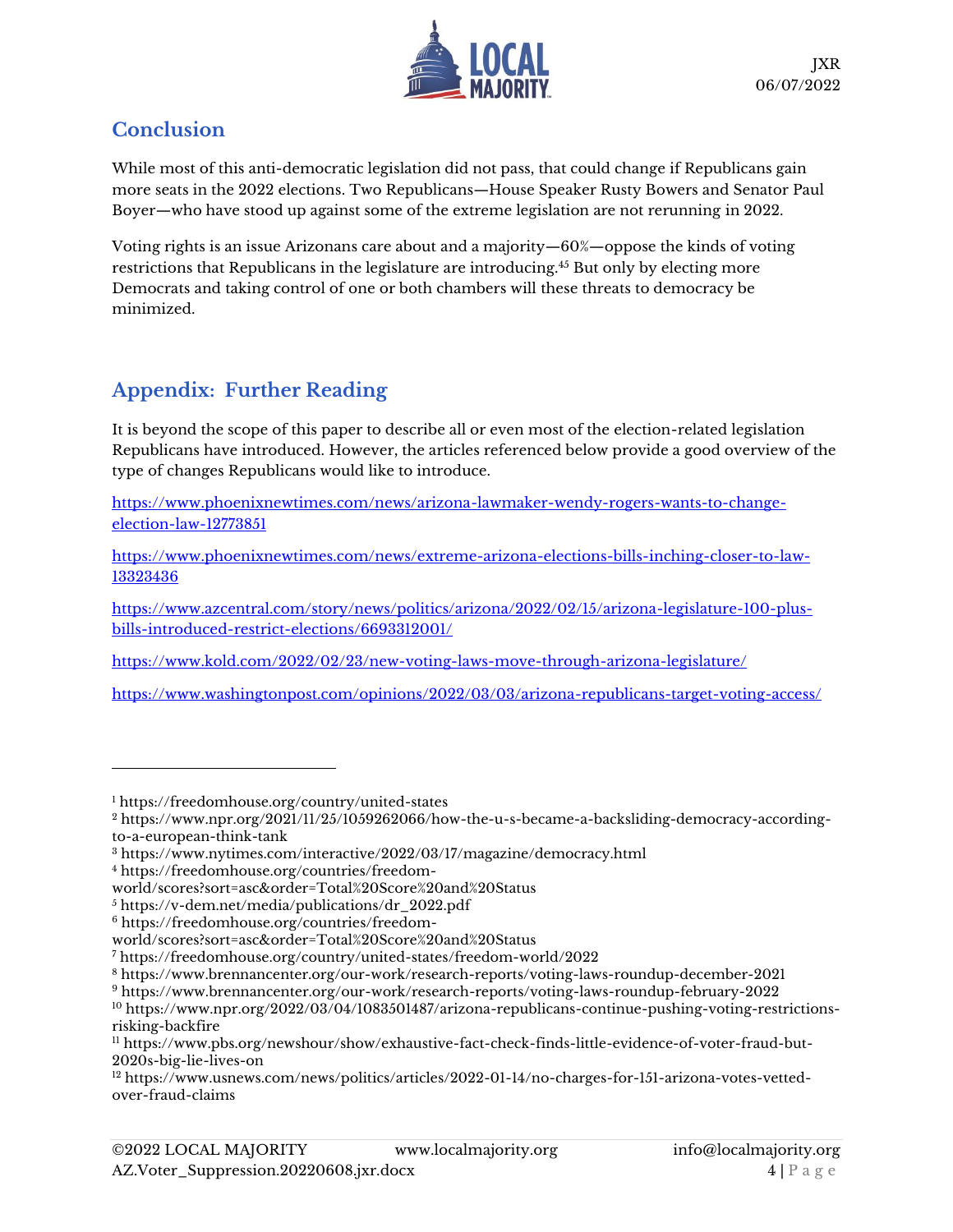## Conclusion

While most of this anti-democratic legislation did not pass, that could change if Republicans gain more seats in the 2022 elections. Two Republicans—House Speaker Rusty Bowers and Senator Paul Boyer—who have stood up against some of the extreme legislation are not rerunning in 2022.

Voting rights is an issue Arizonans care about and a majority—60%—oppose the kinds of voting restrictions that Republicans in the legislature are introducing.[45] But only by electing more Democrats and taking control of one or both chambers will these threats to democracy be minimized.

## Appendix: Further Reading

It is beyond the scope of this paper to describe all or even most of the election-related legislation Republicans have introduced. However, the articles referenced below provide a good overview of the type of changes Republicans would like to introduce.

https://www.phoenixnewtimes.com/news/arizona-lawmaker-wendy-rogers-wants-to-change-election-law-12773851

https://www.phoenixnewtimes.com/news/extreme-arizona-elections-bills-inching-closer-to-law-13323436

https://www.azcentral.com/story/news/politics/arizona/2022/02/15/arizona-legislature-100-plus-bills-introduced-restrict-elections/6693312001/

https://www.kold.com/2022/02/23/new-voting-laws-move-through-arizona-legislature/

https://www.washingtonpost.com/opinions/2022/03/03/arizona-republicans-target-voting-access/

---

[1] https://freedomhouse.org/country/united-states
[2] https://www.npr.org/2021/11/25/1059262066/how-the-u-s-became-a-backsliding-democracy-according-to-a-european-think-tank
[3] https://www.nytimes.com/interactive/2022/03/17/magazine/democracy.html
[4] https://freedomhouse.org/countries/freedom-world/scores?sort=asc&order=Total%20Score%20and%20Status
[5] https://v-dem.net/media/publications/dr_2022.pdf
[6] https://freedomhouse.org/countries/freedom-world/scores?sort=asc&order=Total%20Score%20and%20Status
[7] https://freedomhouse.org/country/united-states/freedom-world/2022
[8] https://www.brennancenter.org/our-work/research-reports/voting-laws-roundup-december-2021
[9] https://www.brennancenter.org/our-work/research-reports/voting-laws-roundup-february-2022
[10] https://www.npr.org/2022/03/04/1083501487/arizona-republicans-continue-pushing-voting-restrictions-risking-backfire
[11] https://www.pbs.org/newshour/show/exhaustive-fact-check-finds-little-evidence-of-voter-fraud-but-2020s-big-lie-lives-on
[12] https://www.usnews.com/news/politics/articles/2022-01-14/no-charges-for-151-arizona-votes-vetted-over-fraud-claims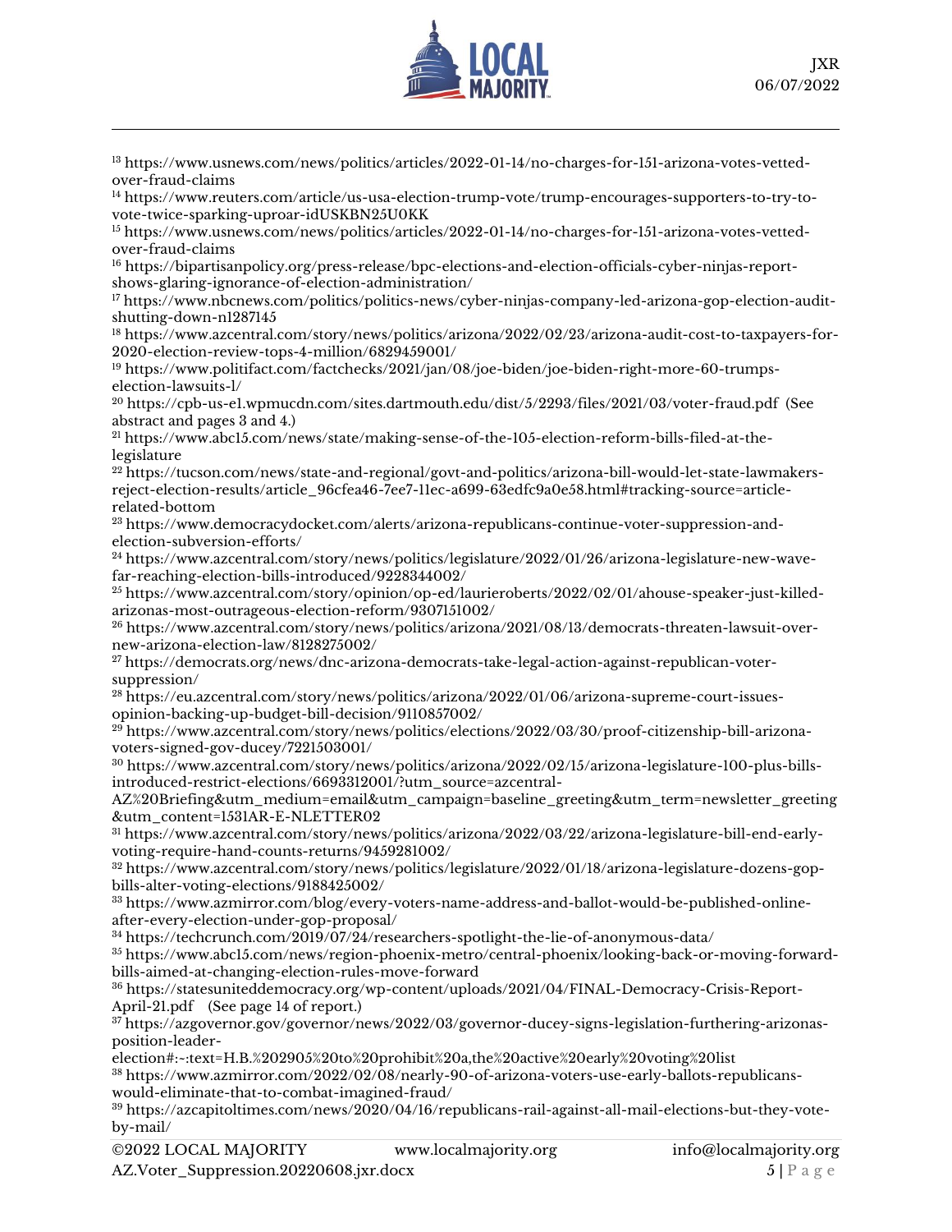[13] https://www.usnews.com/news/politics/articles/2022-01-14/no-charges-for-151-arizona-votes-vetted-over-fraud-claims

[14] https://www.reuters.com/article/us-usa-election-trump-vote/trump-encourages-supporters-to-try-to-vote-twice-sparking-uproar-idUSKBN25U0KK

[15] https://www.usnews.com/news/politics/articles/2022-01-14/no-charges-for-151-arizona-votes-vetted-over-fraud-claims

[16] https://bipartisanpolicy.org/press-release/bpc-elections-and-election-officials-cyber-ninjas-report-shows-glaring-ignorance-of-election-administration/

[17] https://www.nbcnews.com/politics/politics-news/cyber-ninjas-company-led-arizona-gop-election-audit-shutting-down-n1287145

[18] https://www.azcentral.com/story/news/politics/arizona/2022/02/23/arizona-audit-cost-to-taxpayers-for-2020-election-review-tops-4-million/6829459001/

[19] https://www.politifact.com/factchecks/2021/jan/08/joe-biden/joe-biden-right-more-60-trumps-election-lawsuits-l/

[20] https://cpb-us-e1.wpmucdn.com/sites.dartmouth.edu/dist/5/2293/files/2021/03/voter-fraud.pdf (See abstract and pages 3 and 4.)

[21] https://www.abc15.com/news/state/making-sense-of-the-105-election-reform-bills-filed-at-the-legislature

[22] https://tucson.com/news/state-and-regional/govt-and-politics/arizona-bill-would-let-state-lawmakers-reject-election-results/article_96cfea46-7ee7-11ec-a699-63edfc9a0e58.html#tracking-source=article-related-bottom

[23] https://www.democracydocket.com/alerts/arizona-republicans-continue-voter-suppression-and-election-subversion-efforts/

[24] https://www.azcentral.com/story/news/politics/legislature/2022/01/26/arizona-legislature-new-wave-far-reaching-election-bills-introduced/9228344002/

[25] https://www.azcentral.com/story/opinion/op-ed/laurieroberts/2022/02/01/ahouse-speaker-just-killed-arizonas-most-outrageous-election-reform/9307151002/

[26] https://www.azcentral.com/story/news/politics/arizona/2021/08/13/democrats-threaten-lawsuit-over-new-arizona-election-law/8128275002/

[27] https://democrats.org/news/dnc-arizona-democrats-take-legal-action-against-republican-voter-suppression/

[28] https://eu.azcentral.com/story/news/politics/arizona/2022/01/06/arizona-supreme-court-issues-opinion-backing-up-budget-bill-decision/9110857002/

[29] https://www.azcentral.com/story/news/politics/elections/2022/03/30/proof-citizenship-bill-arizona-voters-signed-gov-ducey/7221503001/

[30] https://www.azcentral.com/story/news/politics/arizona/2022/02/15/arizona-legislature-100-plus-bills-introduced-restrict-elections/6693312001/?utm_source=azcentral-AZ%20Briefing&utm_medium=email&utm_campaign=baseline_greeting&utm_term=newsletter_greeting&utm_content=1531AR-E-NLETTER02

[31] https://www.azcentral.com/story/news/politics/arizona/2022/03/22/arizona-legislature-bill-end-early-voting-require-hand-counts-returns/9459281002/

[32] https://www.azcentral.com/story/news/politics/legislature/2022/01/18/arizona-legislature-dozens-gop-bills-alter-voting-elections/9188425002/

[33] https://www.azmirror.com/blog/every-voters-name-address-and-ballot-would-be-published-online-after-every-election-under-gop-proposal/

[34] https://techcrunch.com/2019/07/24/researchers-spotlight-the-lie-of-anonymous-data/

[35] https://www.abc15.com/news/region-phoenix-metro/central-phoenix/looking-back-or-moving-forward-bills-aimed-at-changing-election-rules-move-forward

[36] https://statesuniteddemocracy.org/wp-content/uploads/2021/04/FINAL-Democracy-Crisis-Report-April-21.pdf (See page 14 of report.)

[37] https://azgovernor.gov/governor/news/2022/03/governor-ducey-signs-legislation-furthering-arizonas-position-leader-election#:~:text=H.B.%202905%20to%20prohibit%20a,the%20active%20early%20voting%20list

[38] https://www.azmirror.com/2022/02/08/nearly-90-of-arizona-voters-use-early-ballots-republicans-would-eliminate-that-to-combat-imagined-fraud/

[39] https://azcapitoltimes.com/news/2020/04/16/republicans-rail-against-all-mail-elections-but-they-vote-by-mail/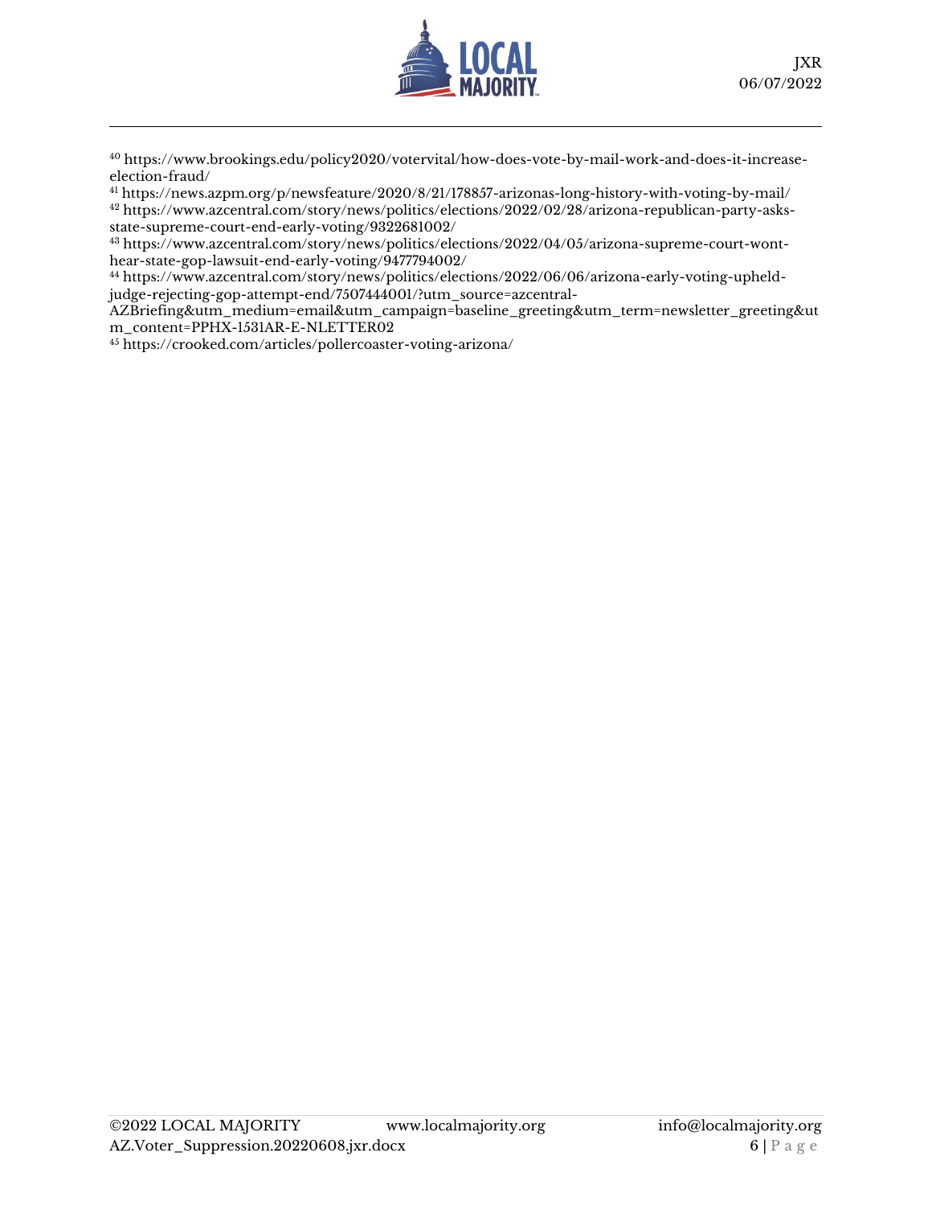[40] https://www.brookings.edu/policy2020/votervital/how-does-vote-by-mail-work-and-does-it-increase-election-fraud/

[41] https://news.azpm.org/p/newsfeature/2020/8/21/178857-arizonas-long-history-with-voting-by-mail/

[42] https://www.azcentral.com/story/news/politics/elections/2022/02/28/arizona-republican-party-asks-state-supreme-court-end-early-voting/9322681002/

[43] https://www.azcentral.com/story/news/politics/elections/2022/04/05/arizona-supreme-court-wont-hear-state-gop-lawsuit-end-early-voting/9477794002/

[44] https://www.azcentral.com/story/news/politics/elections/2022/06/06/arizona-early-voting-upheld-judge-rejecting-gop-attempt-end/7507444001/?utm_source=azcentral-AZBriefing&utm_medium=email&utm_campaign=baseline_greeting&utm_term=newsletter_greeting&utm_content=PPHX-1531AR-E-NLETTER02

[45] https://crooked.com/articles/pollercoaster-voting-arizona/